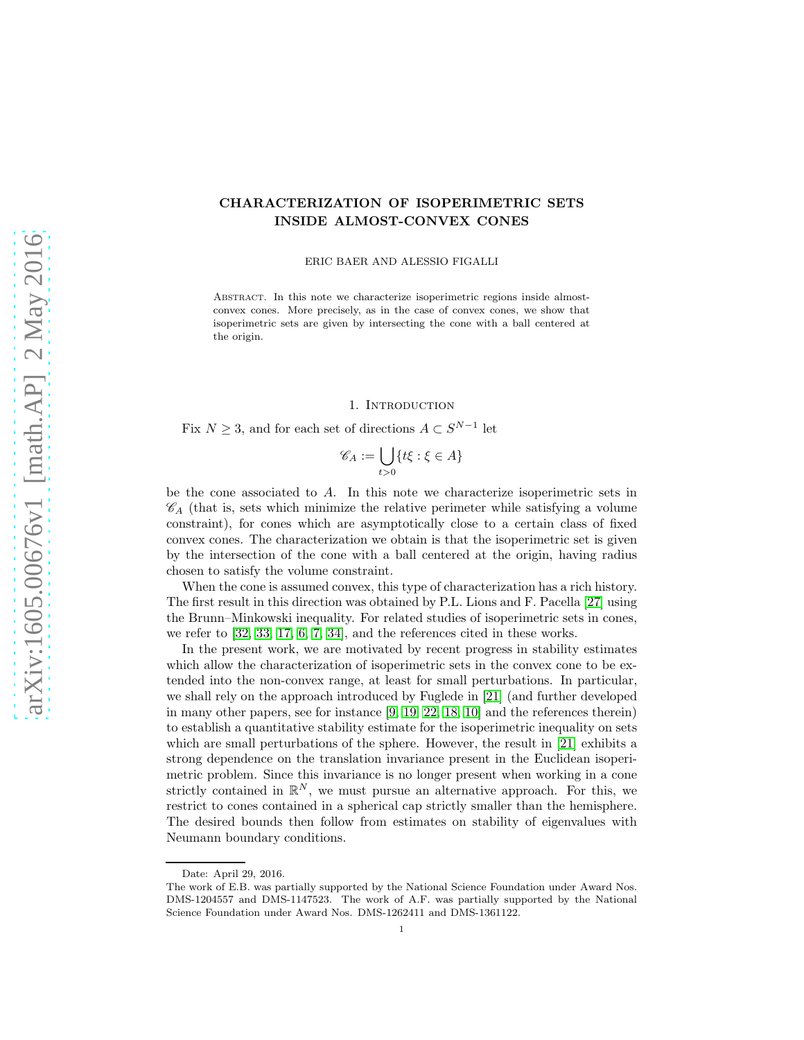# CHARACTERIZATION OF ISOPERIMETRIC SETS INSIDE ALMOST-CONVEX CONES

ERIC BAER AND ALESSIO FIGALLI

Abstract. In this note we characterize isoperimetric regions inside almost-convex cones. More precisely, as in the case of convex cones, we show that isoperimetric sets are given by intersecting the cone with a ball centered at the origin.

## 1. Introduction

Fix $N \geq 3$, and for each set of directions $A \subset S^{N-1}$ let

$$\mathscr{C}_A := \bigcup_{t>0} \{t\xi : \xi \in A\}$$

be the cone associated to $A$. In this note we characterize isoperimetric sets in $\mathscr{C}_A$ (that is, sets which minimize the relative perimeter while satisfying a volume constraint), for cones which are asymptotically close to a certain class of fixed convex cones. The characterization we obtain is that the isoperimetric set is given by the intersection of the cone with a ball centered at the origin, having radius chosen to satisfy the volume constraint.

When the cone is assumed convex, this type of characterization has a rich history. The first result in this direction was obtained by P.L. Lions and F. Pacella [27] using the Brunn–Minkowski inequality. For related studies of isoperimetric sets in cones, we refer to [32, 33, 17, 6, 7, 34], and the references cited in these works.

In the present work, we are motivated by recent progress in stability estimates which allow the characterization of isoperimetric sets in the convex cone to be extended into the non-convex range, at least for small perturbations. In particular, we shall rely on the approach introduced by Fuglede in [21] (and further developed in many other papers, see for instance [9, 19, 22, 18, 10] and the references therein) to establish a quantitative stability estimate for the isoperimetric inequality on sets which are small perturbations of the sphere. However, the result in [21] exhibits a strong dependence on the translation invariance present in the Euclidean isoperimetric problem. Since this invariance is no longer present when working in a cone strictly contained in $\mathbb{R}^N$, we must pursue an alternative approach. For this, we restrict to cones contained in a spherical cap strictly smaller than the hemisphere. The desired bounds then follow from estimates on stability of eigenvalues with Neumann boundary conditions.

Date: April 29, 2016.

The work of E.B. was partially supported by the National Science Foundation under Award Nos. DMS-1204557 and DMS-1147523. The work of A.F. was partially supported by the National Science Foundation under Award Nos. DMS-1262411 and DMS-1361122.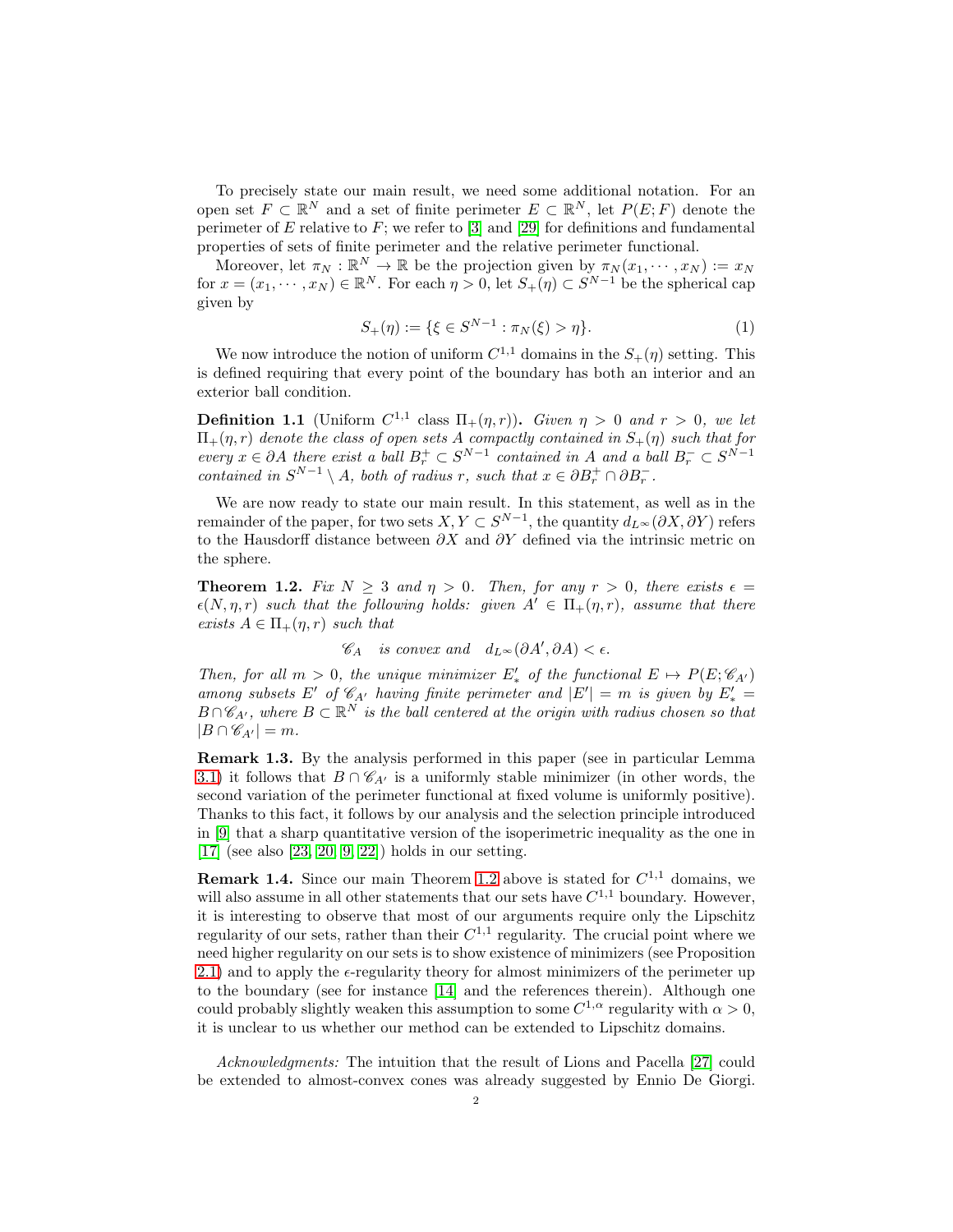To precisely state our main result, we need some additional notation. For an open set $F \subset \mathbb{R}^N$ and a set of finite perimeter $E \subset \mathbb{R}^N$, let $P(E;F)$ denote the perimeter of $E$ relative to $F$; we refer to [3] and [29] for definitions and fundamental properties of sets of finite perimeter and the relative perimeter functional.

Moreover, let $\pi_N : \mathbb{R}^N \to \mathbb{R}$ be the projection given by $\pi_N(x_1, \cdots, x_N) := x_N$ for $x = (x_1, \cdots, x_N) \in \mathbb{R}^N$. For each $\eta > 0$, let $S_+(\eta) \subset S^{N-1}$ be the spherical cap given by

$$S_+(\eta) := \{\xi \in S^{N-1} : \pi_N(\xi) > \eta\}. \tag{1}$$

We now introduce the notion of uniform $C^{1,1}$ domains in the $S_+(\eta)$ setting. This is defined requiring that every point of the boundary has both an interior and an exterior ball condition.

**Definition 1.1** (Uniform $C^{1,1}$ class $\Pi_+(\eta, r)$)**.** *Given $\eta > 0$ and $r > 0$, we let $\Pi_+(\eta, r)$ denote the class of open sets $A$ compactly contained in $S_+(\eta)$ such that for every $x \in \partial A$ there exist a ball $B_r^+ \subset S^{N-1}$ contained in $A$ and a ball $B_r^- \subset S^{N-1}$ contained in $S^{N-1} \setminus A$, both of radius $r$, such that $x \in \partial B_r^+ \cap \partial B_r^-$.*

We are now ready to state our main result. In this statement, as well as in the remainder of the paper, for two sets $X, Y \subset S^{N-1}$, the quantity $d_{L^\infty}(\partial X, \partial Y)$ refers to the Hausdorff distance between $\partial X$ and $\partial Y$ defined via the intrinsic metric on the sphere.

**Theorem 1.2.** *Fix $N \geq 3$ and $\eta > 0$. Then, for any $r > 0$, there exists $\epsilon = \epsilon(N, \eta, r)$ such that the following holds: given $A' \in \Pi_+(\eta, r)$, assume that there exists $A \in \Pi_+(\eta, r)$ such that*

$$\mathscr{C}_A \quad \text{is convex and} \quad d_{L^\infty}(\partial A', \partial A) < \epsilon.$$

*Then, for all $m > 0$, the unique minimizer $E'_*$ of the functional $E \mapsto P(E; \mathscr{C}_{A'})$ among subsets $E'$ of $\mathscr{C}_{A'}$ having finite perimeter and $|E'| = m$ is given by $E'_* = B \cap \mathscr{C}_{A'}$, where $B \subset \mathbb{R}^N$ is the ball centered at the origin with radius chosen so that $|B \cap \mathscr{C}_{A'}| = m$.*

**Remark 1.3.** By the analysis performed in this paper (see in particular Lemma 3.1) it follows that $B \cap \mathscr{C}_{A'}$ is a uniformly stable minimizer (in other words, the second variation of the perimeter functional at fixed volume is uniformly positive). Thanks to this fact, it follows by our analysis and the selection principle introduced in [9] that a sharp quantitative version of the isoperimetric inequality as the one in [17] (see also [23, 20, 9, 22]) holds in our setting.

**Remark 1.4.** Since our main Theorem 1.2 above is stated for $C^{1,1}$ domains, we will also assume in all other statements that our sets have $C^{1,1}$ boundary. However, it is interesting to observe that most of our arguments require only the Lipschitz regularity of our sets, rather than their $C^{1,1}$ regularity. The crucial point where we need higher regularity on our sets is to show existence of minimizers (see Proposition 2.1) and to apply the $\epsilon$-regularity theory for almost minimizers of the perimeter up to the boundary (see for instance [14] and the references therein). Although one could probably slightly weaken this assumption to some $C^{1,\alpha}$ regularity with $\alpha > 0$, it is unclear to us whether our method can be extended to Lipschitz domains.

*Acknowledgments:* The intuition that the result of Lions and Pacella [27] could be extended to almost-convex cones was already suggested by Ennio De Giorgi.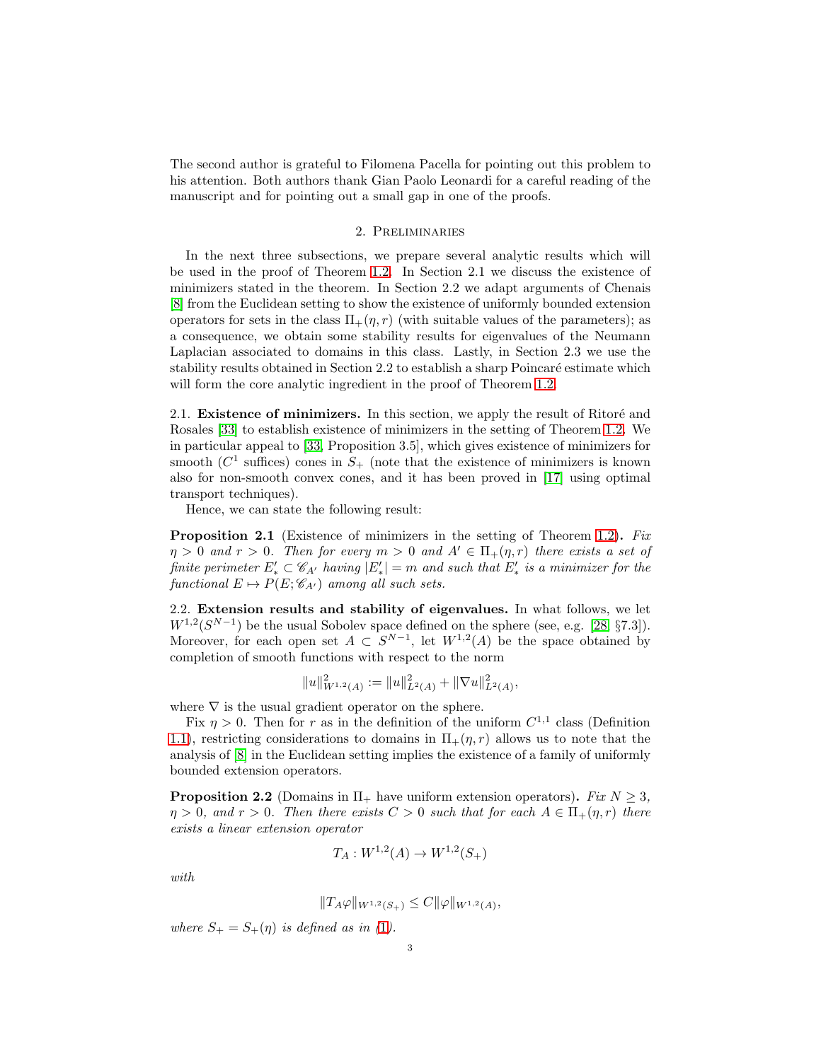The second author is grateful to Filomena Pacella for pointing out this problem to his attention. Both authors thank Gian Paolo Leonardi for a careful reading of the manuscript and for pointing out a small gap in one of the proofs.

## 2. Preliminaries

In the next three subsections, we prepare several analytic results which will be used in the proof of Theorem 1.2. In Section 2.1 we discuss the existence of minimizers stated in the theorem. In Section 2.2 we adapt arguments of Chenais [8] from the Euclidean setting to show the existence of uniformly bounded extension operators for sets in the class $\Pi_+(\eta, r)$ (with suitable values of the parameters); as a consequence, we obtain some stability results for eigenvalues of the Neumann Laplacian associated to domains in this class. Lastly, in Section 2.3 we use the stability results obtained in Section 2.2 to establish a sharp Poincaré estimate which will form the core analytic ingredient in the proof of Theorem 1.2.

2.1. **Existence of minimizers.** In this section, we apply the result of Ritoré and Rosales [33] to establish existence of minimizers in the setting of Theorem 1.2. We in particular appeal to [33, Proposition 3.5], which gives existence of minimizers for smooth ($C^1$ suffices) cones in $S_+$ (note that the existence of minimizers is known also for non-smooth convex cones, and it has been proved in [17] using optimal transport techniques).

Hence, we can state the following result:

**Proposition 2.1** (Existence of minimizers in the setting of Theorem 1.2)**.** *Fix $\eta > 0$ and $r > 0$. Then for every $m > 0$ and $A' \in \Pi_+(\eta, r)$ there exists a set of finite perimeter $E'_* \subset \mathscr{C}_{A'}$ having $|E'_*| = m$ and such that $E'_*$ is a minimizer for the functional $E \mapsto P(E; \mathscr{C}_{A'})$ among all such sets.*

2.2. **Extension results and stability of eigenvalues.** In what follows, we let $W^{1,2}(S^{N-1})$ be the usual Sobolev space defined on the sphere (see, e.g. [28, §7.3]). Moreover, for each open set $A \subset S^{N-1}$, let $W^{1,2}(A)$ be the space obtained by completion of smooth functions with respect to the norm

$$\|u\|^2_{W^{1,2}(A)} := \|u\|^2_{L^2(A)} + \|\nabla u\|^2_{L^2(A)},$$

where $\nabla$ is the usual gradient operator on the sphere.

Fix $\eta > 0$. Then for $r$ as in the definition of the uniform $C^{1,1}$ class (Definition 1.1), restricting considerations to domains in $\Pi_+(\eta, r)$ allows us to note that the analysis of [8] in the Euclidean setting implies the existence of a family of uniformly bounded extension operators.

**Proposition 2.2** (Domains in $\Pi_+$ have uniform extension operators)**.** *Fix $N \geq 3$, $\eta > 0$, and $r > 0$. Then there exists $C > 0$ such that for each $A \in \Pi_+(\eta, r)$ there exists a linear extension operator*

$$T_A : W^{1,2}(A) \to W^{1,2}(S_+)$$

*with*

$$\|T_A \varphi\|_{W^{1,2}(S_+)} \leq C \|\varphi\|_{W^{1,2}(A)},$$

*where $S_+ = S_+(\eta)$ is defined as in (1).*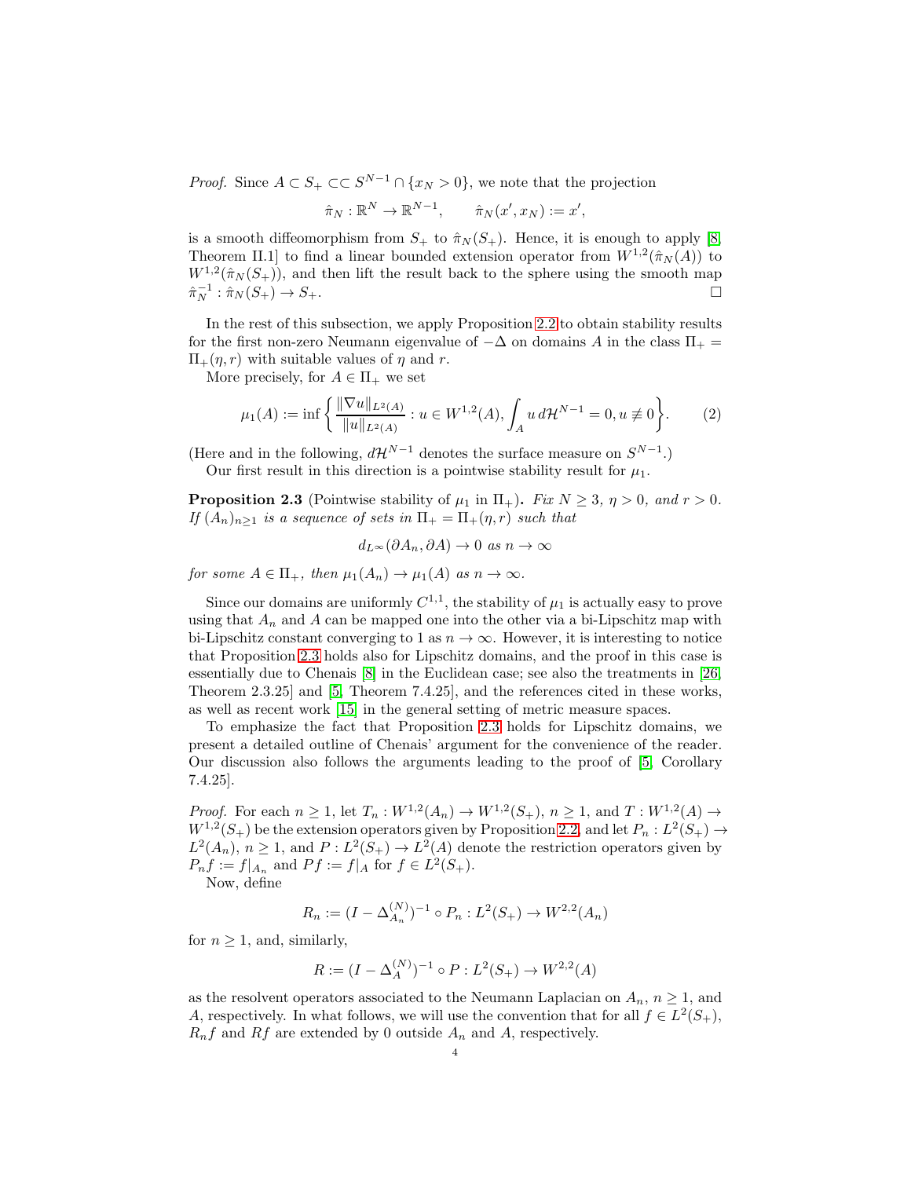*Proof.* Since $A \subset S_+ \subset\subset S^{N-1} \cap \{x_N > 0\}$, we note that the projection

$$\hat{\pi}_N : \mathbb{R}^N \to \mathbb{R}^{N-1}, \qquad \hat{\pi}_N(x', x_N) := x',$$

is a smooth diffeomorphism from $S_+$ to $\hat{\pi}_N(S_+)$. Hence, it is enough to apply [8, Theorem II.1] to find a linear bounded extension operator from $W^{1,2}(\hat{\pi}_N(A))$ to $W^{1,2}(\hat{\pi}_N(S_+))$, and then lift the result back to the sphere using the smooth map $\hat{\pi}_N^{-1} : \hat{\pi}_N(S_+) \to S_+$. □

In the rest of this subsection, we apply Proposition 2.2 to obtain stability results for the first non-zero Neumann eigenvalue of $-\Delta$ on domains $A$ in the class $\Pi_+ = \Pi_+(\eta, r)$ with suitable values of $\eta$ and $r$.

More precisely, for $A \in \Pi_+$ we set

$$\mu_1(A) := \inf\left\{ \frac{\|\nabla u\|_{L^2(A)}}{\|u\|_{L^2(A)}} : u \in W^{1,2}(A), \int_A u \, d\mathcal{H}^{N-1} = 0, u \not\equiv 0 \right\}. \qquad (2)$$

(Here and in the following, $d\mathcal{H}^{N-1}$ denotes the surface measure on $S^{N-1}$.)

Our first result in this direction is a pointwise stability result for $\mu_1$.

**Proposition 2.3** (Pointwise stability of $\mu_1$ in $\Pi_+$)**.** *Fix $N \geq 3$, $\eta > 0$, and $r > 0$. If $(A_n)_{n\geq 1}$ is a sequence of sets in $\Pi_+ = \Pi_+(\eta, r)$ such that*

$$d_{L^\infty}(\partial A_n, \partial A) \to 0 \text{ as } n \to \infty$$

*for some $A \in \Pi_+$, then $\mu_1(A_n) \to \mu_1(A)$ as $n \to \infty$.*

Since our domains are uniformly $C^{1,1}$, the stability of $\mu_1$ is actually easy to prove using that $A_n$ and $A$ can be mapped one into the other via a bi-Lipschitz map with bi-Lipschitz constant converging to 1 as $n \to \infty$. However, it is interesting to notice that Proposition 2.3 holds also for Lipschitz domains, and the proof in this case is essentially due to Chenais [8] in the Euclidean case; see also the treatments in [26, Theorem 2.3.25] and [5, Theorem 7.4.25], and the references cited in these works, as well as recent work [15] in the general setting of metric measure spaces.

To emphasize the fact that Proposition 2.3 holds for Lipschitz domains, we present a detailed outline of Chenais' argument for the convenience of the reader. Our discussion also follows the arguments leading to the proof of [5, Corollary 7.4.25].

*Proof.* For each $n \geq 1$, let $T_n : W^{1,2}(A_n) \to W^{1,2}(S_+)$, $n \geq 1$, and $T : W^{1,2}(A) \to W^{1,2}(S_+)$ be the extension operators given by Proposition 2.2, and let $P_n : L^2(S_+) \to L^2(A_n)$, $n \geq 1$, and $P : L^2(S_+) \to L^2(A)$ denote the restriction operators given by $P_n f := f|_{A_n}$ and $Pf := f|_A$ for $f \in L^2(S_+)$.

Now, define

$$R_n := (I - \Delta_{A_n}^{(N)})^{-1} \circ P_n : L^2(S_+) \to W^{2,2}(A_n)$$

for $n \geq 1$, and, similarly,

$$R := (I - \Delta_A^{(N)})^{-1} \circ P : L^2(S_+) \to W^{2,2}(A)$$

as the resolvent operators associated to the Neumann Laplacian on $A_n$, $n \geq 1$, and $A$, respectively. In what follows, we will use the convention that for all $f \in L^2(S_+)$, $R_n f$ and $Rf$ are extended by 0 outside $A_n$ and $A$, respectively.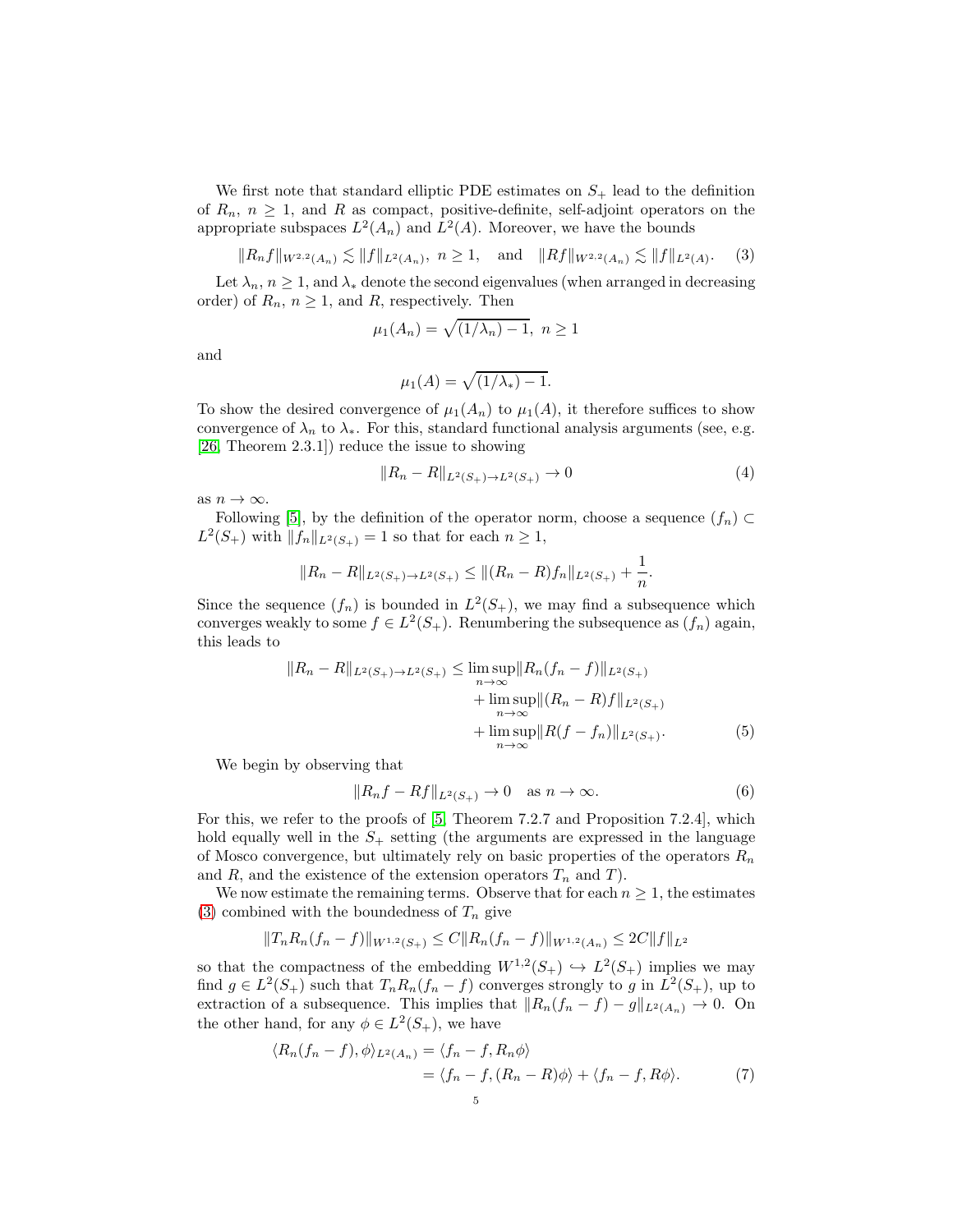We first note that standard elliptic PDE estimates on $S_+$ lead to the definition of $R_n$, $n \geq 1$, and $R$ as compact, positive-definite, self-adjoint operators on the appropriate subspaces $L^2(A_n)$ and $L^2(A)$. Moreover, we have the bounds

$$\|R_n f\|_{W^{2,2}(A_n)} \lesssim \|f\|_{L^2(A_n)}, \; n \geq 1, \quad \text{and} \quad \|Rf\|_{W^{2,2}(A_n)} \lesssim \|f\|_{L^2(A)}. \tag{3}$$

Let $\lambda_n$, $n \geq 1$, and $\lambda_*$ denote the second eigenvalues (when arranged in decreasing order) of $R_n$, $n \geq 1$, and $R$, respectively. Then

$$\mu_1(A_n) = \sqrt{(1/\lambda_n) - 1}, \; n \geq 1$$

and

$$\mu_1(A) = \sqrt{(1/\lambda_*) - 1}.$$

To show the desired convergence of $\mu_1(A_n)$ to $\mu_1(A)$, it therefore suffices to show convergence of $\lambda_n$ to $\lambda_*$. For this, standard functional analysis arguments (see, e.g. [26, Theorem 2.3.1]) reduce the issue to showing

$$\|R_n - R\|_{L^2(S_+) \to L^2(S_+)} \to 0 \tag{4}$$

as $n \to \infty$.

Following [5], by the definition of the operator norm, choose a sequence $(f_n) \subset L^2(S_+)$ with $\|f_n\|_{L^2(S_+)} = 1$ so that for each $n \geq 1$,

$$\|R_n - R\|_{L^2(S_+) \to L^2(S_+)} \leq \|(R_n - R)f_n\|_{L^2(S_+)} + \frac{1}{n}.$$

Since the sequence $(f_n)$ is bounded in $L^2(S_+)$, we may find a subsequence which converges weakly to some $f \in L^2(S_+)$. Renumbering the subsequence as $(f_n)$ again, this leads to

$$\begin{aligned}
\|R_n - R\|_{L^2(S_+) \to L^2(S_+)} \leq &\limsup_{n\to\infty} \|R_n(f_n - f)\|_{L^2(S_+)} \\
&+ \limsup_{n\to\infty} \|(R_n - R)f\|_{L^2(S_+)} \\
&+ \limsup_{n\to\infty} \|R(f - f_n)\|_{L^2(S_+)}.
\end{aligned} \tag{5}$$

We begin by observing that

$$\|R_n f - Rf\|_{L^2(S_+)} \to 0 \quad \text{as } n \to \infty. \tag{6}$$

For this, we refer to the proofs of [5, Theorem 7.2.7 and Proposition 7.2.4], which hold equally well in the $S_+$ setting (the arguments are expressed in the language of Mosco convergence, but ultimately rely on basic properties of the operators $R_n$ and $R$, and the existence of the extension operators $T_n$ and $T$).

We now estimate the remaining terms. Observe that for each $n \geq 1$, the estimates (3) combined with the boundedness of $T_n$ give

$$\|T_n R_n(f_n - f)\|_{W^{1,2}(S_+)} \leq C\|R_n(f_n - f)\|_{W^{1,2}(A_n)} \leq 2C\|f\|_{L^2}$$

so that the compactness of the embedding $W^{1,2}(S_+) \hookrightarrow L^2(S_+)$ implies we may find $g \in L^2(S_+)$ such that $T_n R_n(f_n - f)$ converges strongly to $g$ in $L^2(S_+)$, up to extraction of a subsequence. This implies that $\|R_n(f_n - f) - g\|_{L^2(A_n)} \to 0$. On the other hand, for any $\phi \in L^2(S_+)$, we have

$$\begin{aligned}
\langle R_n(f_n - f), \phi\rangle_{L^2(A_n)} &= \langle f_n - f, R_n \phi\rangle \\
&= \langle f_n - f, (R_n - R)\phi\rangle + \langle f_n - f, R\phi\rangle.
\end{aligned} \tag{7}$$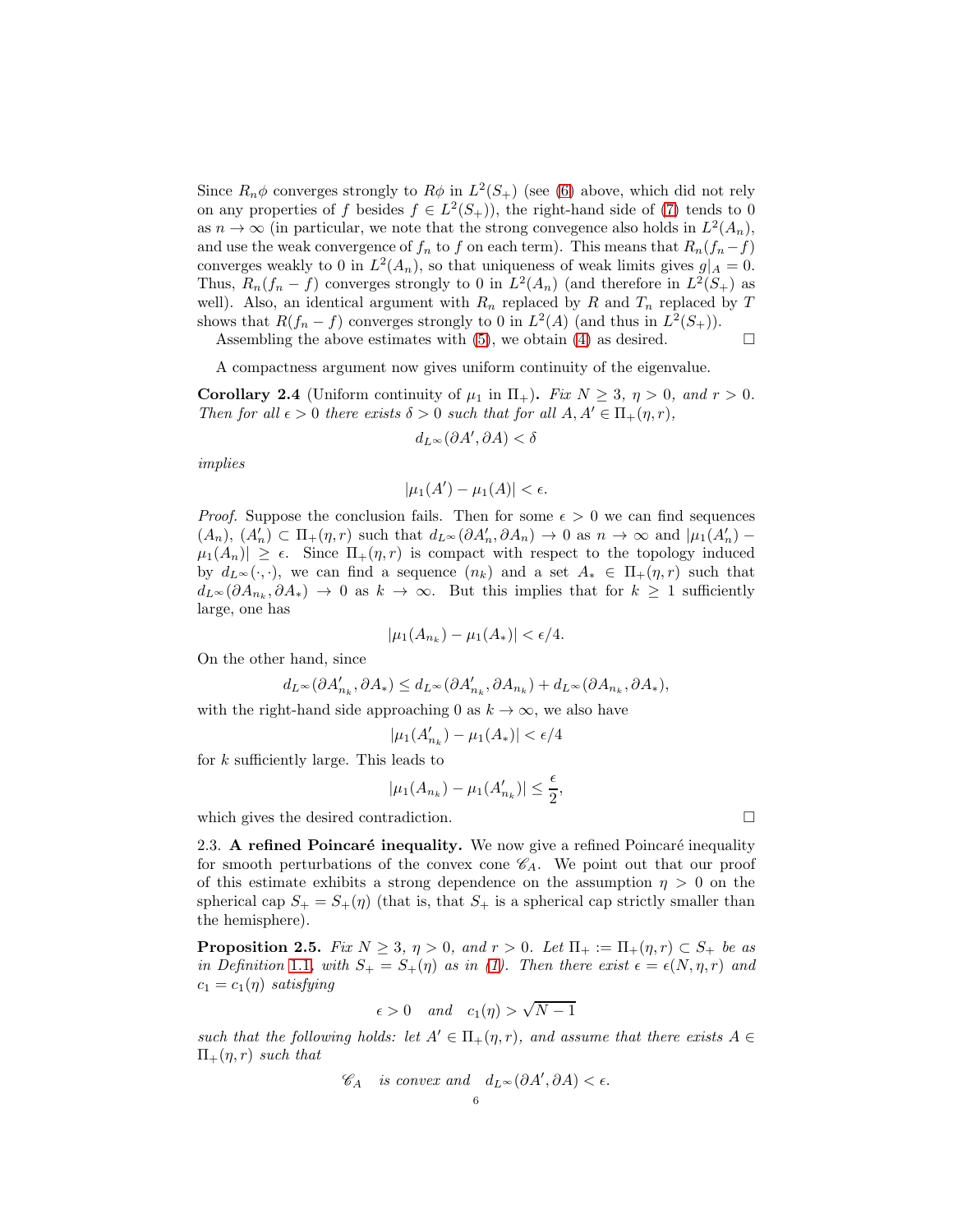Since $R_n\phi$ converges strongly to $R\phi$ in $L^2(S_+)$ (see (6) above, which did not rely on any properties of $f$ besides $f \in L^2(S_+)$), the right-hand side of (7) tends to 0 as $n \to \infty$ (in particular, we note that the strong convegence also holds in $L^2(A_n)$, and use the weak convergence of $f_n$ to $f$ on each term). This means that $R_n(f_n - f)$ converges weakly to 0 in $L^2(A_n)$, so that uniqueness of weak limits gives $g|_A = 0$. Thus, $R_n(f_n - f)$ converges strongly to 0 in $L^2(A_n)$ (and therefore in $L^2(S_+)$ as well). Also, an identical argument with $R_n$ replaced by $R$ and $T_n$ replaced by $T$ shows that $R(f_n - f)$ converges strongly to 0 in $L^2(A)$ (and thus in $L^2(S_+)$).

Assembling the above estimates with (5), we obtain (4) as desired. $\square$

A compactness argument now gives uniform continuity of the eigenvalue.

**Corollary 2.4** (Uniform continuity of $\mu_1$ in $\Pi_+$)**.** *Fix $N \geq 3$, $\eta > 0$, and $r > 0$. Then for all $\epsilon > 0$ there exists $\delta > 0$ such that for all $A, A' \in \Pi_+(\eta, r)$,*

$$d_{L^\infty}(\partial A', \partial A) < \delta$$

*implies*

$$|\mu_1(A') - \mu_1(A)| < \epsilon.$$

*Proof.* Suppose the conclusion fails. Then for some $\epsilon > 0$ we can find sequences $(A_n)$, $(A'_n) \subset \Pi_+(\eta, r)$ such that $d_{L^\infty}(\partial A'_n, \partial A_n) \to 0$ as $n \to \infty$ and $|\mu_1(A'_n) - \mu_1(A_n)| \geq \epsilon$. Since $\Pi_+(\eta, r)$ is compact with respect to the topology induced by $d_{L^\infty}(\cdot,\cdot)$, we can find a sequence $(n_k)$ and a set $A_* \in \Pi_+(\eta, r)$ such that $d_{L^\infty}(\partial A_{n_k}, \partial A_*) \to 0$ as $k \to \infty$. But this implies that for $k \geq 1$ sufficiently large, one has

$$|\mu_1(A_{n_k}) - \mu_1(A_*)| < \epsilon/4.$$

On the other hand, since

$$d_{L^\infty}(\partial A'_{n_k}, \partial A_*) \leq d_{L^\infty}(\partial A'_{n_k}, \partial A_{n_k}) + d_{L^\infty}(\partial A_{n_k}, \partial A_*),$$

with the right-hand side approaching 0 as $k \to \infty$, we also have

$$|\mu_1(A'_{n_k}) - \mu_1(A_*)| < \epsilon/4$$

for $k$ sufficiently large. This leads to

$$|\mu_1(A_{n_k}) - \mu_1(A'_{n_k})| \leq \frac{\epsilon}{2},$$

which gives the desired contradiction. $\square$

2.3. **A refined Poincaré inequality.** We now give a refined Poincaré inequality for smooth perturbations of the convex cone $\mathscr{C}_A$. We point out that our proof of this estimate exhibits a strong dependence on the assumption $\eta > 0$ on the spherical cap $S_+ = S_+(\eta)$ (that is, that $S_+$ is a spherical cap strictly smaller than the hemisphere).

**Proposition 2.5.** *Fix $N \geq 3$, $\eta > 0$, and $r > 0$. Let $\Pi_+ := \Pi_+(\eta, r) \subset S_+$ be as in Definition 1.1, with $S_+ = S_+(\eta)$ as in (1). Then there exist $\epsilon = \epsilon(N, \eta, r)$ and $c_1 = c_1(\eta)$ satisfying*

$$\epsilon > 0 \quad \text{and} \quad c_1(\eta) > \sqrt{N-1}$$

*such that the following holds: let $A' \in \Pi_+(\eta, r)$, and assume that there exists $A \in \Pi_+(\eta, r)$ such that*

$$\mathscr{C}_A \quad \text{is convex and} \quad d_{L^\infty}(\partial A', \partial A) < \epsilon.$$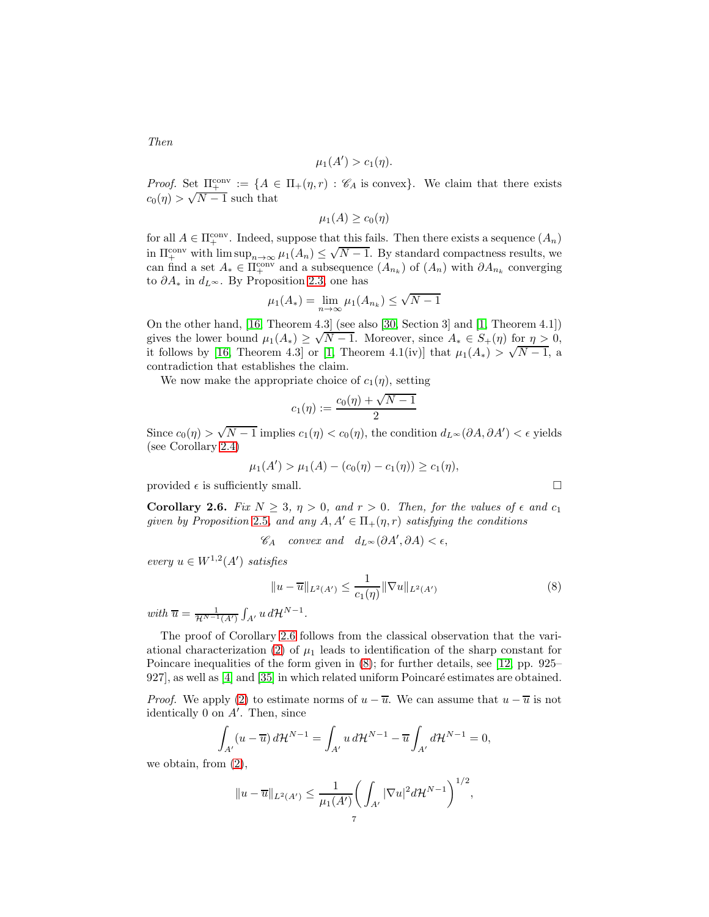*Then*

$$\mu_1(A') > c_1(\eta).$$

*Proof.* Set $\Pi_+^{\text{conv}} := \{A \in \Pi_+(\eta, r) : \mathscr{C}_A \text{ is convex}\}$. We claim that there exists $c_0(\eta) > \sqrt{N-1}$ such that

$$\mu_1(A) \geq c_0(\eta)$$

for all $A \in \Pi_+^{\text{conv}}$. Indeed, suppose that this fails. Then there exists a sequence $(A_n)$ in $\Pi_+^{\text{conv}}$ with $\limsup_{n\to\infty} \mu_1(A_n) \leq \sqrt{N-1}$. By standard compactness results, we can find a set $A_* \in \Pi_+^{\text{conv}}$ and a subsequence $(A_{n_k})$ of $(A_n)$ with $\partial A_{n_k}$ converging to $\partial A_*$ in $d_{L^\infty}$. By Proposition 2.3, one has

$$\mu_1(A_*) = \lim_{n\to\infty} \mu_1(A_{n_k}) \leq \sqrt{N-1}$$

On the other hand, [16, Theorem 4.3] (see also [30, Section 3] and [1, Theorem 4.1]) gives the lower bound $\mu_1(A_*) \geq \sqrt{N-1}$. Moreover, since $A_* \in S_+(\eta)$ for $\eta > 0$, it follows by [16, Theorem 4.3] or [1, Theorem 4.1(iv)] that $\mu_1(A_*) > \sqrt{N-1}$, a contradiction that establishes the claim.

We now make the appropriate choice of $c_1(\eta)$, setting

$$c_1(\eta) := \frac{c_0(\eta) + \sqrt{N-1}}{2}$$

Since $c_0(\eta) > \sqrt{N-1}$ implies $c_1(\eta) < c_0(\eta)$, the condition $d_{L^\infty}(\partial A, \partial A') < \epsilon$ yields (see Corollary 2.4)

$$\mu_1(A') > \mu_1(A) - (c_0(\eta) - c_1(\eta)) \geq c_1(\eta),$$

provided $\epsilon$ is sufficiently small. $\square$

**Corollary 2.6.** *Fix $N \geq 3$, $\eta > 0$, and $r > 0$. Then, for the values of $\epsilon$ and $c_1$ given by Proposition 2.5, and any $A, A' \in \Pi_+(\eta, r)$ satisfying the conditions*

$$\mathscr{C}_A \quad \text{convex and} \quad d_{L^\infty}(\partial A', \partial A) < \epsilon,$$

*every $u \in W^{1,2}(A')$ satisfies*

$$\|u - \overline{u}\|_{L^2(A')} \leq \frac{1}{c_1(\eta)} \|\nabla u\|_{L^2(A')} \tag{8}$$

*with $\overline{u} = \frac{1}{\mathcal{H}^{N-1}(A')} \int_{A'} u \, d\mathcal{H}^{N-1}$.*

The proof of Corollary 2.6 follows from the classical observation that the variational characterization (2) of $\mu_1$ leads to identification of the sharp constant for Poincare inequalities of the form given in (8); for further details, see [12, pp. 925–927], as well as [4] and [35] in which related uniform Poincaré estimates are obtained.

*Proof.* We apply (2) to estimate norms of $u - \overline{u}$. We can assume that $u - \overline{u}$ is not identically 0 on $A'$. Then, since

$$\int_{A'} (u - \overline{u}) \, d\mathcal{H}^{N-1} = \int_{A'} u \, d\mathcal{H}^{N-1} - \overline{u} \int_{A'} d\mathcal{H}^{N-1} = 0,$$

we obtain, from (2),

$$\|u - \overline{u}\|_{L^2(A')} \leq \frac{1}{\mu_1(A')} \bigg( \int_{A'} |\nabla u|^2 d\mathcal{H}^{N-1} \bigg)^{1/2},$$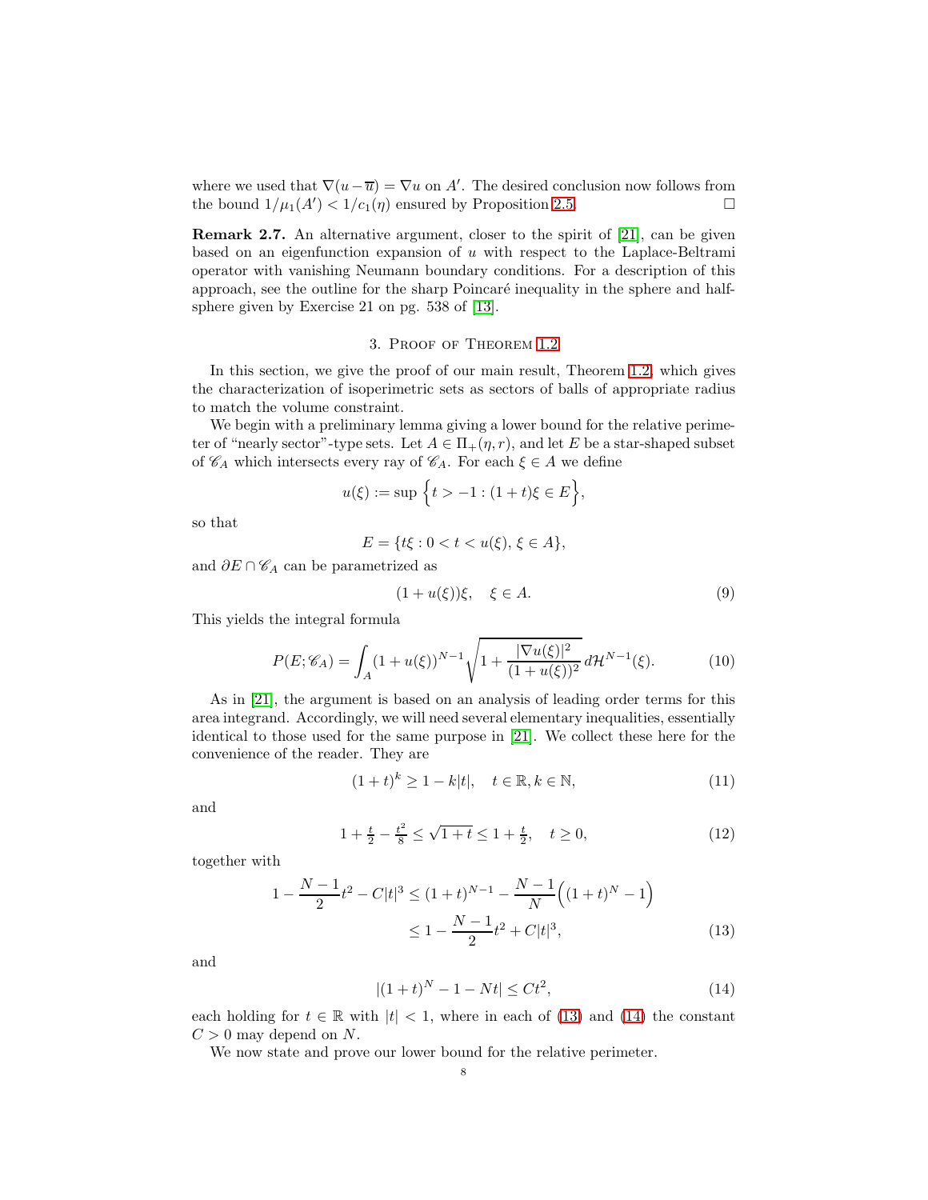where we used that $\nabla(u-\overline{u}) = \nabla u$ on $A'$. The desired conclusion now follows from the bound $1/\mu_1(A') < 1/c_1(\eta)$ ensured by Proposition 2.5. $\square$

**Remark 2.7.** An alternative argument, closer to the spirit of [21], can be given based on an eigenfunction expansion of $u$ with respect to the Laplace-Beltrami operator with vanishing Neumann boundary conditions. For a description of this approach, see the outline for the sharp Poincaré inequality in the sphere and half-sphere given by Exercise 21 on pg. 538 of [13].

## 3. Proof of Theorem 1.2

In this section, we give the proof of our main result, Theorem 1.2, which gives the characterization of isoperimetric sets as sectors of balls of appropriate radius to match the volume constraint.

We begin with a preliminary lemma giving a lower bound for the relative perimeter of "nearly sector"-type sets. Let $A \in \Pi_+(\eta, r)$, and let $E$ be a star-shaped subset of $\mathscr{C}_A$ which intersects every ray of $\mathscr{C}_A$. For each $\xi \in A$ we define

$$u(\xi) := \sup\Big\{t > -1 : (1+t)\xi \in E\Big\},$$

so that

$$E = \{t\xi : 0 < t < u(\xi),\, \xi \in A\},$$

and $\partial E \cap \mathscr{C}_A$ can be parametrized as

$$(1+u(\xi))\xi, \quad \xi \in A. \tag{9}$$

This yields the integral formula

$$P(E;\mathscr{C}_A) = \int_A (1+u(\xi))^{N-1}\sqrt{1+\frac{|\nabla u(\xi)|^2}{(1+u(\xi))^2}}\, d\mathcal{H}^{N-1}(\xi). \tag{10}$$

As in [21], the argument is based on an analysis of leading order terms for this area integrand. Accordingly, we will need several elementary inequalities, essentially identical to those used for the same purpose in [21]. We collect these here for the convenience of the reader. They are

$$(1+t)^k \geq 1 - k|t|, \quad t \in \mathbb{R}, k \in \mathbb{N}, \tag{11}$$

and

$$1 + \tfrac{t}{2} - \tfrac{t^2}{8} \leq \sqrt{1+t} \leq 1 + \tfrac{t}{2}, \quad t \geq 0, \tag{12}$$

together with

$$\begin{aligned} 1 - \frac{N-1}{2}t^2 - C|t|^3 \leq (1+t)^{N-1} - \frac{N-1}{N}\Big((1+t)^N - 1\Big) \\ \leq 1 - \frac{N-1}{2}t^2 + C|t|^3, \end{aligned} \tag{13}$$

and

$$|(1+t)^N - 1 - Nt| \leq Ct^2, \tag{14}$$

each holding for $t \in \mathbb{R}$ with $|t| < 1$, where in each of (13) and (14) the constant $C > 0$ may depend on $N$.

We now state and prove our lower bound for the relative perimeter.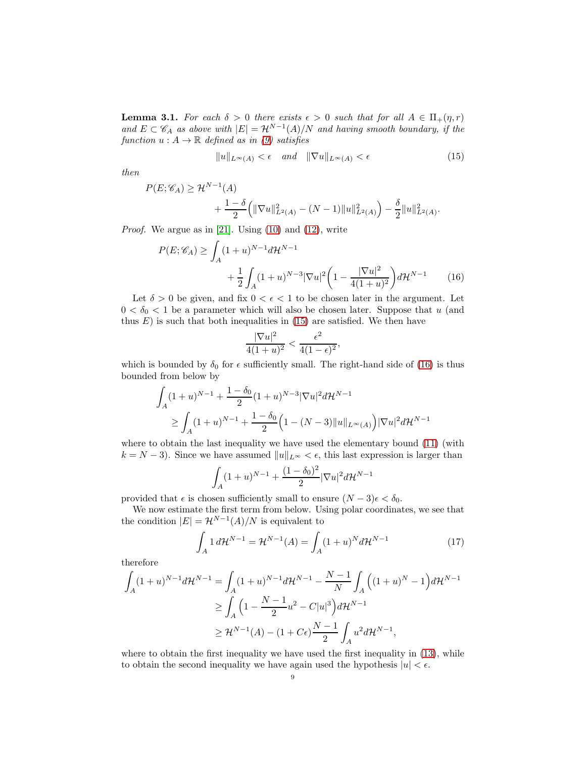**Lemma 3.1.** *For each $\delta > 0$ there exists $\epsilon > 0$ such that for all $A \in \Pi_+(\eta, r)$ and $E \subset \mathscr{C}_A$ as above with $|E| = \mathcal{H}^{N-1}(A)/N$ and having smooth boundary, if the function $u : A \to \mathbb{R}$ defined as in (9) satisfies*

$$\|u\|_{L^\infty(A)} < \epsilon \quad \text{and} \quad \|\nabla u\|_{L^\infty(A)} < \epsilon \tag{15}$$

*then*

$$P(E; \mathscr{C}_A) \geq \mathcal{H}^{N-1}(A) + \frac{1-\delta}{2}\Big(\|\nabla u\|^2_{L^2(A)} - (N-1)\|u\|^2_{L^2(A)}\Big) - \frac{\delta}{2}\|u\|^2_{L^2(A)}.$$

*Proof.* We argue as in [21]. Using (10) and (12), write

$$P(E; \mathscr{C}_A) \geq \int_A (1+u)^{N-1} d\mathcal{H}^{N-1} + \frac{1}{2}\int_A (1+u)^{N-3}|\nabla u|^2\Big(1 - \frac{|\nabla u|^2}{4(1+u)^2}\Big) d\mathcal{H}^{N-1} \tag{16}$$

Let $\delta > 0$ be given, and fix $0 < \epsilon < 1$ to be chosen later in the argument. Let $0 < \delta_0 < 1$ be a parameter which will also be chosen later. Suppose that $u$ (and thus $E$) is such that both inequalities in (15) are satisfied. We then have

$$\frac{|\nabla u|^2}{4(1+u)^2} < \frac{\epsilon^2}{4(1-\epsilon)^2},$$

which is bounded by $\delta_0$ for $\epsilon$ sufficiently small. The right-hand side of (16) is thus bounded from below by

$$\begin{aligned}
&\int_A (1+u)^{N-1} + \frac{1-\delta_0}{2}(1+u)^{N-3}|\nabla u|^2 d\mathcal{H}^{N-1} \\
&\quad \geq \int_A (1+u)^{N-1} + \frac{1-\delta_0}{2}\Big(1 - (N-3)\|u\|_{L^\infty(A)}\Big)|\nabla u|^2 d\mathcal{H}^{N-1}
\end{aligned}$$

where to obtain the last inequality we have used the elementary bound (11) (with $k = N-3$). Since we have assumed $\|u\|_{L^\infty} < \epsilon$, this last expression is larger than

$$\int_A (1+u)^{N-1} + \frac{(1-\delta_0)^2}{2}|\nabla u|^2 d\mathcal{H}^{N-1}$$

provided that $\epsilon$ is chosen sufficiently small to ensure $(N-3)\epsilon < \delta_0$.

We now estimate the first term from below. Using polar coordinates, we see that the condition $|E| = \mathcal{H}^{N-1}(A)/N$ is equivalent to

$$\int_A 1\, d\mathcal{H}^{N-1} = \mathcal{H}^{N-1}(A) = \int_A (1+u)^N d\mathcal{H}^{N-1} \tag{17}$$

therefore

$$\begin{aligned}
\int_A (1+u)^{N-1} d\mathcal{H}^{N-1} &= \int_A (1+u)^{N-1} d\mathcal{H}^{N-1} - \frac{N-1}{N}\int_A \Big((1+u)^N - 1\Big) d\mathcal{H}^{N-1} \\
&\geq \int_A \Big(1 - \frac{N-1}{2}u^2 - C|u|^3\Big) d\mathcal{H}^{N-1} \\
&\geq \mathcal{H}^{N-1}(A) - (1 + C\epsilon)\frac{N-1}{2}\int_A u^2 d\mathcal{H}^{N-1},
\end{aligned}$$

where to obtain the first inequality we have used the first inequality in (13), while to obtain the second inequality we have again used the hypothesis $|u| < \epsilon$.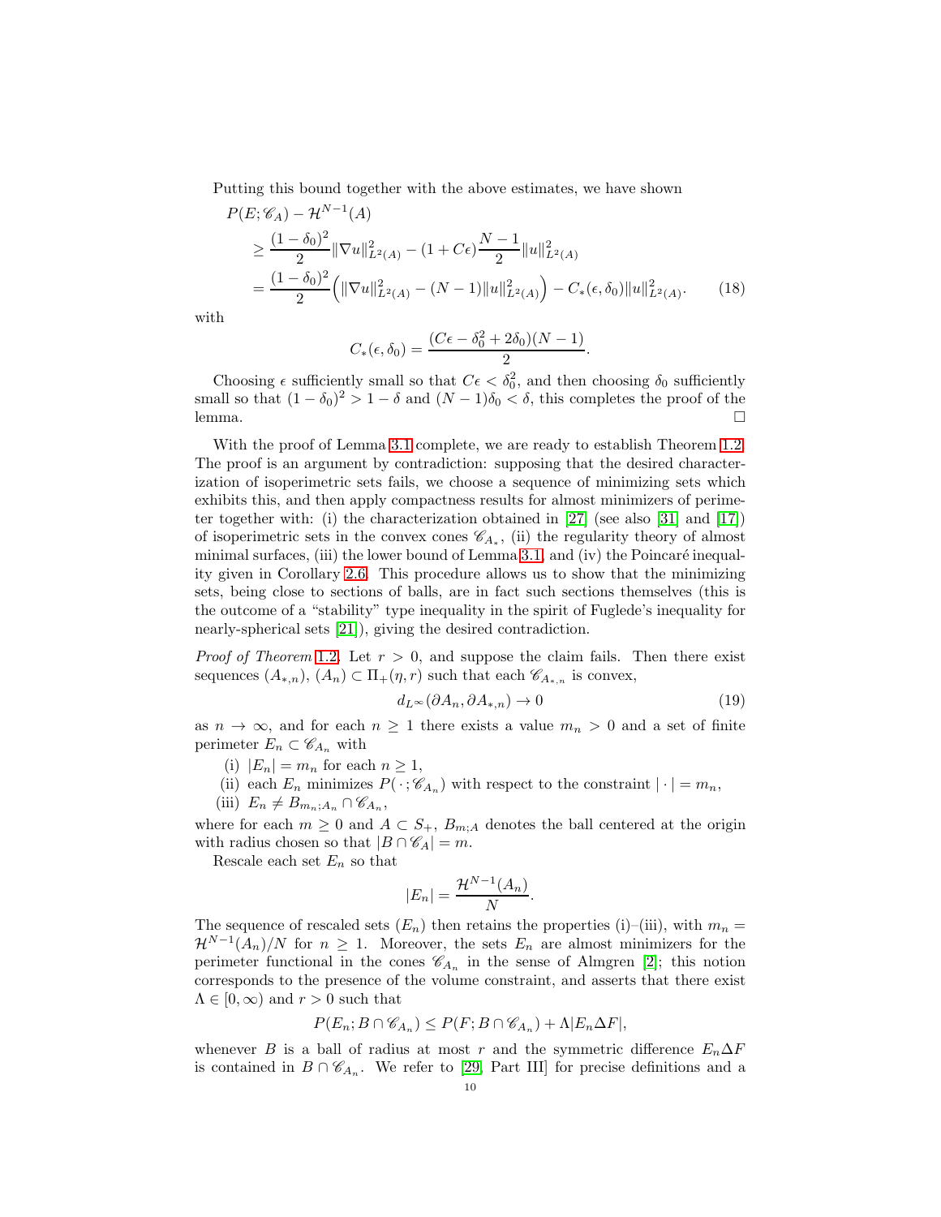Putting this bound together with the above estimates, we have shown

$$
\begin{aligned}
P(E; \mathscr{C}_A) &- \mathcal{H}^{N-1}(A) \\
&\geq \frac{(1-\delta_0)^2}{2}\|\nabla u\|^2_{L^2(A)} - (1+C\epsilon)\frac{N-1}{2}\|u\|^2_{L^2(A)} \\
&= \frac{(1-\delta_0)^2}{2}\Big(\|\nabla u\|^2_{L^2(A)} - (N-1)\|u\|^2_{L^2(A)}\Big) - C_*(\epsilon, \delta_0)\|u\|^2_{L^2(A)}. \qquad (18)
\end{aligned}
$$

with

$$
C_*(\epsilon, \delta_0) = \frac{(C\epsilon - \delta_0^2 + 2\delta_0)(N-1)}{2}.
$$

Choosing $\epsilon$ sufficiently small so that $C\epsilon < \delta_0^2$, and then choosing $\delta_0$ sufficiently small so that $(1-\delta_0)^2 > 1-\delta$ and $(N-1)\delta_0 < \delta$, this completes the proof of the lemma. □

With the proof of Lemma 3.1 complete, we are ready to establish Theorem 1.2. The proof is an argument by contradiction: supposing that the desired characterization of isoperimetric sets fails, we choose a sequence of minimizing sets which exhibits this, and then apply compactness results for almost minimizers of perimeter together with: (i) the characterization obtained in [27] (see also [31] and [17]) of isoperimetric sets in the convex cones $\mathscr{C}_{A_*}$, (ii) the regularity theory of almost minimal surfaces, (iii) the lower bound of Lemma 3.1, and (iv) the Poincaré inequality given in Corollary 2.6. This procedure allows us to show that the minimizing sets, being close to sections of balls, are in fact such sections themselves (this is the outcome of a "stability" type inequality in the spirit of Fuglede's inequality for nearly-spherical sets [21]), giving the desired contradiction.

*Proof of Theorem* 1.2. Let $r > 0$, and suppose the claim fails. Then there exist sequences $(A_{*,n})$, $(A_n) \subset \Pi_+(\eta, r)$ such that each $\mathscr{C}_{A_{*,n}}$ is convex,

$$
d_{L^\infty}(\partial A_n, \partial A_{*,n}) \to 0 \qquad (19)
$$

as $n \to \infty$, and for each $n \geq 1$ there exists a value $m_n > 0$ and a set of finite perimeter $E_n \subset \mathscr{C}_{A_n}$ with

- (i) $|E_n| = m_n$ for each $n \geq 1$,
- (ii) each $E_n$ minimizes $P(\,\cdot\,; \mathscr{C}_{A_n})$ with respect to the constraint $|\cdot| = m_n$,
- (iii) $E_n \neq B_{m_n;A_n} \cap \mathscr{C}_{A_n}$,

where for each $m \geq 0$ and $A \subset S_+$, $B_{m;A}$ denotes the ball centered at the origin with radius chosen so that $|B \cap \mathscr{C}_A| = m$.

Rescale each set $E_n$ so that

$$
|E_n| = \frac{\mathcal{H}^{N-1}(A_n)}{N}.
$$

The sequence of rescaled sets $(E_n)$ then retains the properties (i)–(iii), with $m_n = \mathcal{H}^{N-1}(A_n)/N$ for $n \geq 1$. Moreover, the sets $E_n$ are almost minimizers for the perimeter functional in the cones $\mathscr{C}_{A_n}$ in the sense of Almgren [2]; this notion corresponds to the presence of the volume constraint, and asserts that there exist $\Lambda \in [0, \infty)$ and $r > 0$ such that

$$
P(E_n; B \cap \mathscr{C}_{A_n}) \leq P(F; B \cap \mathscr{C}_{A_n}) + \Lambda |E_n \Delta F|,
$$

whenever $B$ is a ball of radius at most $r$ and the symmetric difference $E_n \Delta F$ is contained in $B \cap \mathscr{C}_{A_n}$. We refer to [29, Part III] for precise definitions and a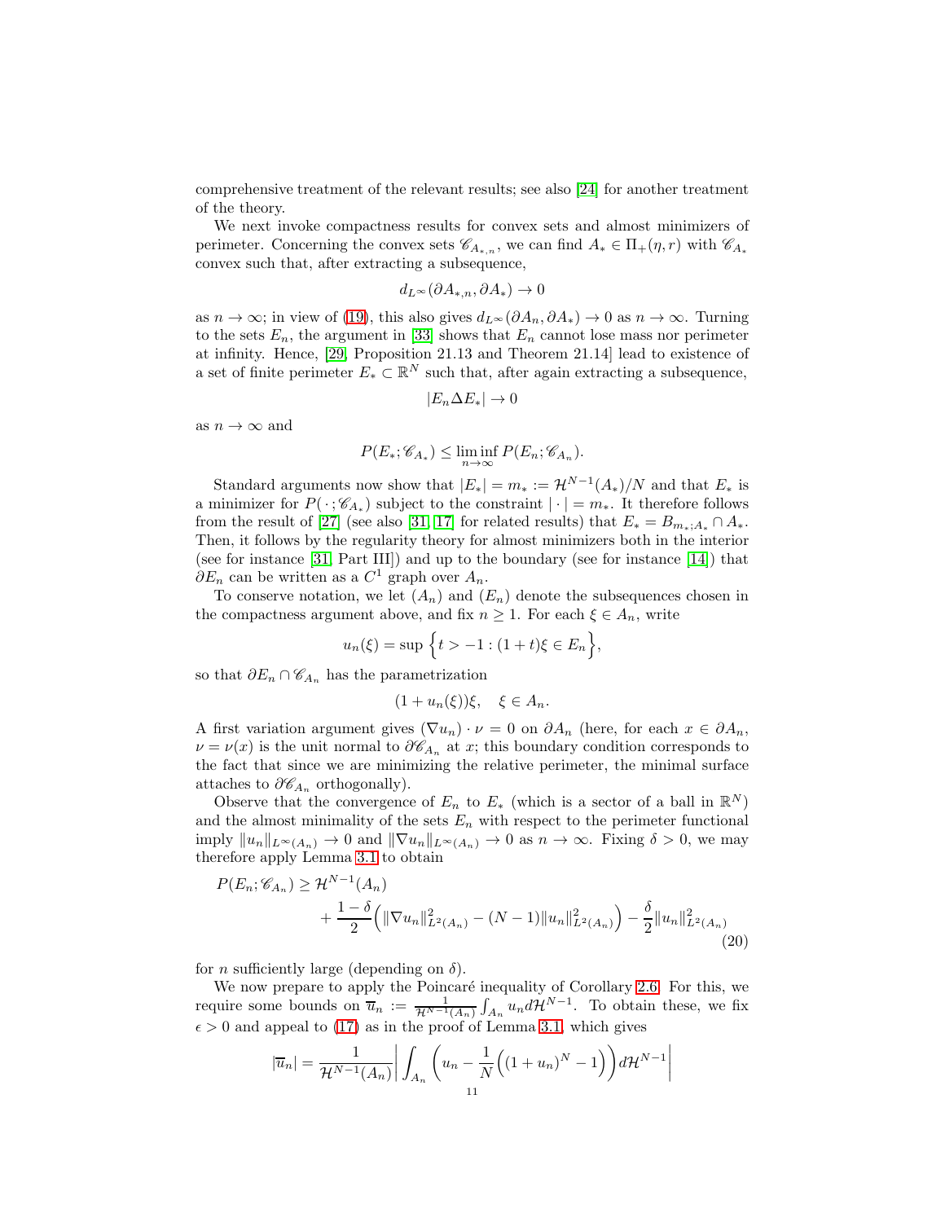comprehensive treatment of the relevant results; see also [24] for another treatment of the theory.

We next invoke compactness results for convex sets and almost minimizers of perimeter. Concerning the convex sets $\mathscr{C}_{A_{*,n}}$, we can find $A_* \in \Pi_+(\eta, r)$ with $\mathscr{C}_{A_*}$ convex such that, after extracting a subsequence,

$$d_{L^\infty}(\partial A_{*,n}, \partial A_*) \to 0$$

as $n \to \infty$; in view of (19), this also gives $d_{L^\infty}(\partial A_n, \partial A_*) \to 0$ as $n \to \infty$. Turning to the sets $E_n$, the argument in [33] shows that $E_n$ cannot lose mass nor perimeter at infinity. Hence, [29, Proposition 21.13 and Theorem 21.14] lead to existence of a set of finite perimeter $E_* \subset \mathbb{R}^N$ such that, after again extracting a subsequence,

$$|E_n \Delta E_*| \to 0$$

as $n \to \infty$ and

$$P(E_*; \mathscr{C}_{A_*}) \leq \liminf_{n\to\infty} P(E_n; \mathscr{C}_{A_n}).$$

Standard arguments now show that $|E_*| = m_* := \mathcal{H}^{N-1}(A_*)/N$ and that $E_*$ is a minimizer for $P(\,\cdot\,; \mathscr{C}_{A_*})$ subject to the constraint $|\cdot| = m_*$. It therefore follows from the result of [27] (see also [31, 17] for related results) that $E_* = B_{m_*;A_*} \cap A_*$. Then, it follows by the regularity theory for almost minimizers both in the interior (see for instance [31, Part III]) and up to the boundary (see for instance [14]) that $\partial E_n$ can be written as a $C^1$ graph over $A_n$.

To conserve notation, we let $(A_n)$ and $(E_n)$ denote the subsequences chosen in the compactness argument above, and fix $n \geq 1$. For each $\xi \in A_n$, write

$$u_n(\xi) = \sup\Big\{t > -1 : (1+t)\xi \in E_n\Big\},$$

so that $\partial E_n \cap \mathscr{C}_{A_n}$ has the parametrization

$$(1 + u_n(\xi))\xi, \quad \xi \in A_n.$$

A first variation argument gives $(\nabla u_n) \cdot \nu = 0$ on $\partial A_n$ (here, for each $x \in \partial A_n$, $\nu = \nu(x)$ is the unit normal to $\partial \mathscr{C}_{A_n}$ at $x$; this boundary condition corresponds to the fact that since we are minimizing the relative perimeter, the minimal surface attaches to $\partial \mathscr{C}_{A_n}$ orthogonally).

Observe that the convergence of $E_n$ to $E_*$ (which is a sector of a ball in $\mathbb{R}^N$) and the almost minimality of the sets $E_n$ with respect to the perimeter functional imply $\|u_n\|_{L^\infty(A_n)} \to 0$ and $\|\nabla u_n\|_{L^\infty(A_n)} \to 0$ as $n \to \infty$. Fixing $\delta > 0$, we may therefore apply Lemma 3.1 to obtain

$$P(E_n; \mathscr{C}_{A_n}) \geq \mathcal{H}^{N-1}(A_n) + \frac{1-\delta}{2}\Big(\|\nabla u_n\|^2_{L^2(A_n)} - (N-1)\|u_n\|^2_{L^2(A_n)}\Big) - \frac{\delta}{2}\|u_n\|^2_{L^2(A_n)} \tag{20}$$

for $n$ sufficiently large (depending on $\delta$).

We now prepare to apply the Poincaré inequality of Corollary 2.6. For this, we require some bounds on $\overline{u}_n := \frac{1}{\mathcal{H}^{N-1}(A_n)}\int_{A_n} u_n d\mathcal{H}^{N-1}$. To obtain these, we fix $\epsilon > 0$ and appeal to (17) as in the proof of Lemma 3.1, which gives

$$|\overline{u}_n| = \frac{1}{\mathcal{H}^{N-1}(A_n)}\bigg|\int_{A_n}\bigg(u_n - \frac{1}{N}\Big((1+u_n)^N - 1\Big)\bigg)d\mathcal{H}^{N-1}\bigg|$$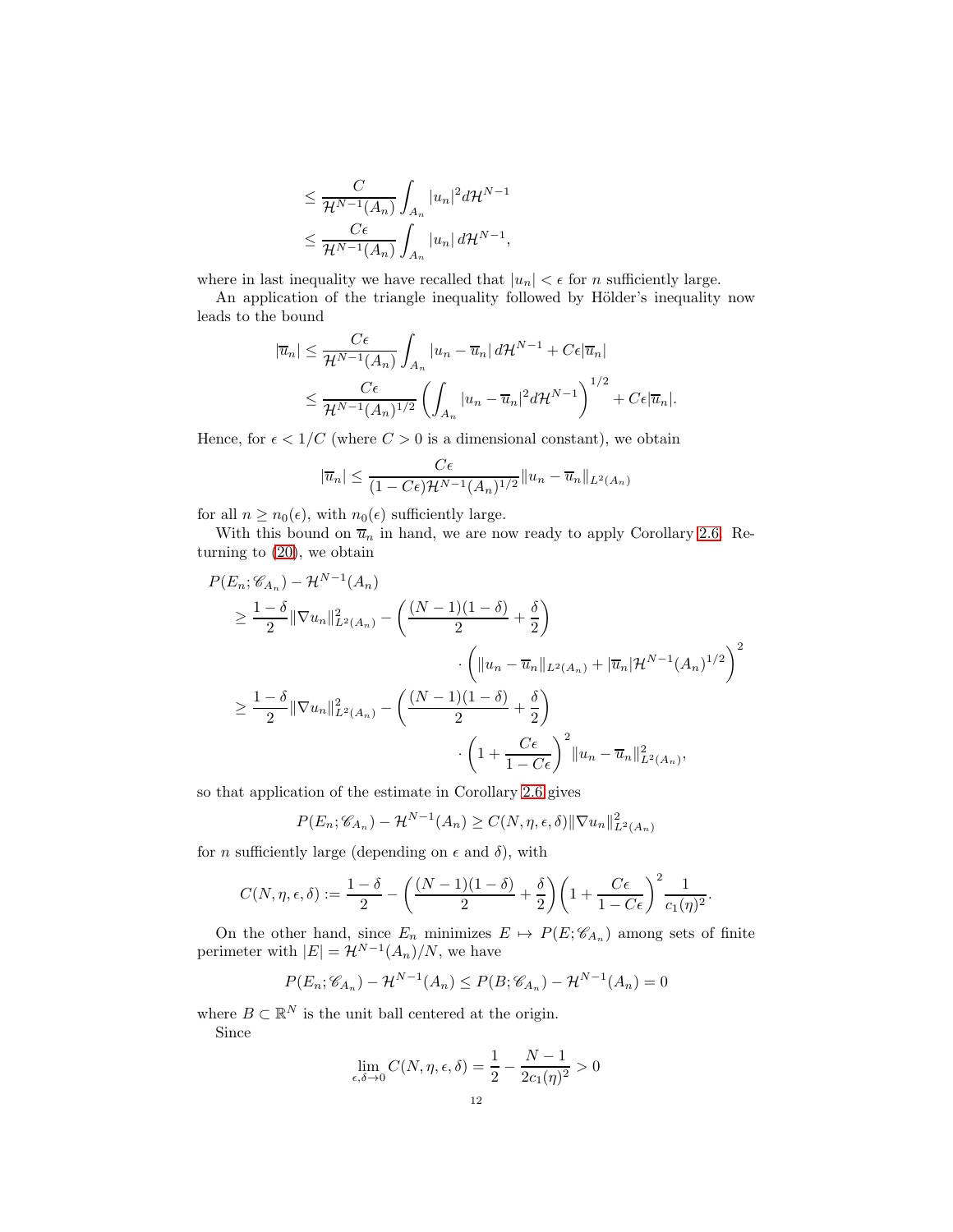$$
\begin{aligned}
&\le \frac{C}{\mathcal{H}^{N-1}(A_n)} \int_{A_n} |u_n|^2 d\mathcal{H}^{N-1} \\
&\le \frac{C\epsilon}{\mathcal{H}^{N-1}(A_n)} \int_{A_n} |u_n| \, d\mathcal{H}^{N-1},
\end{aligned}
$$

where in last inequality we have recalled that $|u_n| < \epsilon$ for $n$ sufficiently large.

An application of the triangle inequality followed by Hölder's inequality now leads to the bound

$$
\begin{aligned}
|\overline{u}_n| &\le \frac{C\epsilon}{\mathcal{H}^{N-1}(A_n)} \int_{A_n} |u_n - \overline{u}_n| \, d\mathcal{H}^{N-1} + C\epsilon |\overline{u}_n| \\
&\le \frac{C\epsilon}{\mathcal{H}^{N-1}(A_n)^{1/2}} \left( \int_{A_n} |u_n - \overline{u}_n|^2 d\mathcal{H}^{N-1} \right)^{1/2} + C\epsilon |\overline{u}_n|.
\end{aligned}
$$

Hence, for $\epsilon < 1/C$ (where $C > 0$ is a dimensional constant), we obtain

$$
|\overline{u}_n| \le \frac{C\epsilon}{(1 - C\epsilon)\mathcal{H}^{N-1}(A_n)^{1/2}} \|u_n - \overline{u}_n\|_{L^2(A_n)}
$$

for all $n \ge n_0(\epsilon)$, with $n_0(\epsilon)$ sufficiently large.

With this bound on $\overline{u}_n$ in hand, we are now ready to apply Corollary 2.6. Returning to (20), we obtain

$$
\begin{aligned}
&P(E_n; \mathscr{C}_{A_n}) - \mathcal{H}^{N-1}(A_n) \\
&\quad \ge \frac{1-\delta}{2} \|\nabla u_n\|^2_{L^2(A_n)} - \left( \frac{(N-1)(1-\delta)}{2} + \frac{\delta}{2} \right) \\
&\qquad\qquad \cdot \left( \|u_n - \overline{u}_n\|_{L^2(A_n)} + |\overline{u}_n| \mathcal{H}^{N-1}(A_n)^{1/2} \right)^2 \\
&\quad \ge \frac{1-\delta}{2} \|\nabla u_n\|^2_{L^2(A_n)} - \left( \frac{(N-1)(1-\delta)}{2} + \frac{\delta}{2} \right) \\
&\qquad\qquad \cdot \left( 1 + \frac{C\epsilon}{1 - C\epsilon} \right)^2 \|u_n - \overline{u}_n\|^2_{L^2(A_n)},
\end{aligned}
$$

so that application of the estimate in Corollary 2.6 gives

$$
P(E_n; \mathscr{C}_{A_n}) - \mathcal{H}^{N-1}(A_n) \ge C(N, \eta, \epsilon, \delta) \|\nabla u_n\|^2_{L^2(A_n)}
$$

for $n$ sufficiently large (depending on $\epsilon$ and $\delta$), with

$$
C(N, \eta, \epsilon, \delta) := \frac{1-\delta}{2} - \left( \frac{(N-1)(1-\delta)}{2} + \frac{\delta}{2} \right) \left( 1 + \frac{C\epsilon}{1 - C\epsilon} \right)^2 \frac{1}{c_1(\eta)^2}.
$$

On the other hand, since $E_n$ minimizes $E \mapsto P(E; \mathscr{C}_{A_n})$ among sets of finite perimeter with $|E| = \mathcal{H}^{N-1}(A_n)/N$, we have

$$
P(E_n; \mathscr{C}_{A_n}) - \mathcal{H}^{N-1}(A_n) \le P(B; \mathscr{C}_{A_n}) - \mathcal{H}^{N-1}(A_n) = 0
$$

where $B \subset \mathbb{R}^N$ is the unit ball centered at the origin.

Since

$$
\lim_{\epsilon, \delta \to 0} C(N, \eta, \epsilon, \delta) = \frac{1}{2} - \frac{N-1}{2c_1(\eta)^2} > 0
$$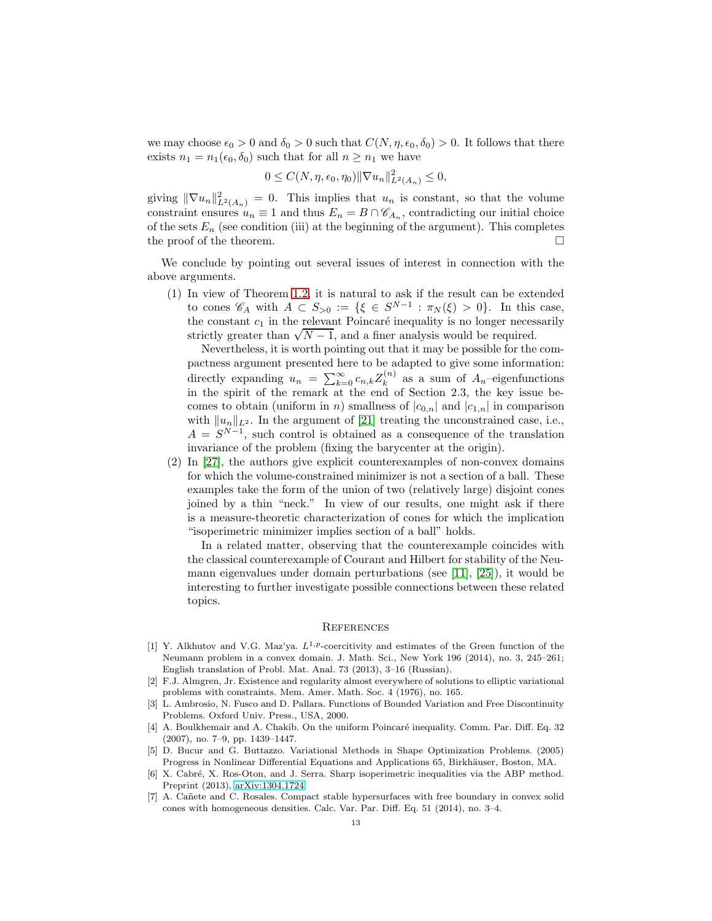we may choose $\epsilon_0 > 0$ and $\delta_0 > 0$ such that $C(N, \eta, \epsilon_0, \delta_0) > 0$. It follows that there exists $n_1 = n_1(\epsilon_0, \delta_0)$ such that for all $n \geq n_1$ we have

$$0 \leq C(N, \eta, \epsilon_0, \eta_0)\|\nabla u_n\|^2_{L^2(A_n)} \leq 0,$$

giving $\|\nabla u_n\|^2_{L^2(A_n)} = 0$. This implies that $u_n$ is constant, so that the volume constraint ensures $u_n \equiv 1$ and thus $E_n = B \cap \mathscr{C}_{A_n}$, contradicting our initial choice of the sets $E_n$ (see condition (iii) at the beginning of the argument). This completes the proof of the theorem. □

We conclude by pointing out several issues of interest in connection with the above arguments.

(1) In view of Theorem 1.2, it is natural to ask if the result can be extended to cones $\mathscr{C}_A$ with $A \subset S_{>0} := \{\xi \in S^{N-1} : \pi_N(\xi) > 0\}$. In this case, the constant $c_1$ in the relevant Poincaré inequality is no longer necessarily strictly greater than $\sqrt{N-1}$, and a finer analysis would be required.

   Nevertheless, it is worth pointing out that it may be possible for the compactness argument presented here to be adapted to give some information: directly expanding $u_n = \sum_{k=0}^{\infty} c_{n,k} Z_k^{(n)}$ as a sum of $A_n$–eigenfunctions in the spirit of the remark at the end of Section 2.3, the key issue becomes to obtain (uniform in $n$) smallness of $|c_{0,n}|$ and $|c_{1,n}|$ in comparison with $\|u_n\|_{L^2}$. In the argument of [21] treating the unconstrained case, i.e., $A = S^{N-1}$, such control is obtained as a consequence of the translation invariance of the problem (fixing the barycenter at the origin).

(2) In [27], the authors give explicit counterexamples of non-convex domains for which the volume-constrained minimizer is not a section of a ball. These examples take the form of the union of two (relatively large) disjoint cones joined by a thin "neck." In view of our results, one might ask if there is a measure-theoretic characterization of cones for which the implication "isoperimetric minimizer implies section of a ball" holds.

   In a related matter, observing that the counterexample coincides with the classical counterexample of Courant and Hilbert for stability of the Neumann eigenvalues under domain perturbations (see [11], [25]), it would be interesting to further investigate possible connections between these related topics.

## References

[1] Y. Alkhutov and V.G. Maz'ya. $L^{1,p}$-coercitivity and estimates of the Green function of the Neumann problem in a convex domain. J. Math. Sci., New York 196 (2014), no. 3, 245–261; English translation of Probl. Mat. Anal. 73 (2013), 3–16 (Russian).

[2] F.J. Almgren, Jr. Existence and regularity almost everywhere of solutions to elliptic variational problems with constraints. Mem. Amer. Math. Soc. 4 (1976), no. 165.

[3] L. Ambrosio, N. Fusco and D. Pallara. Functions of Bounded Variation and Free Discontinuity Problems. Oxford Univ. Press., USA, 2000.

[4] A. Boulkhemair and A. Chakib. On the uniform Poincaré inequality. Comm. Par. Diff. Eq. 32 (2007), no. 7–9, pp. 1439–1447.

[5] D. Bucur and G. Buttazzo. Variational Methods in Shape Optimization Problems. (2005) Progress in Nonlinear Differential Equations and Applications 65, Birkhäuser, Boston, MA.

[6] X. Cabré, X. Ros-Oton, and J. Serra. Sharp isoperimetric inequalities via the ABP method. Preprint (2013), arXiv:1304.1724.

[7] A. Cañete and C. Rosales. Compact stable hypersurfaces with free boundary in convex solid cones with homogeneous densities. Calc. Var. Par. Diff. Eq. 51 (2014), no. 3–4.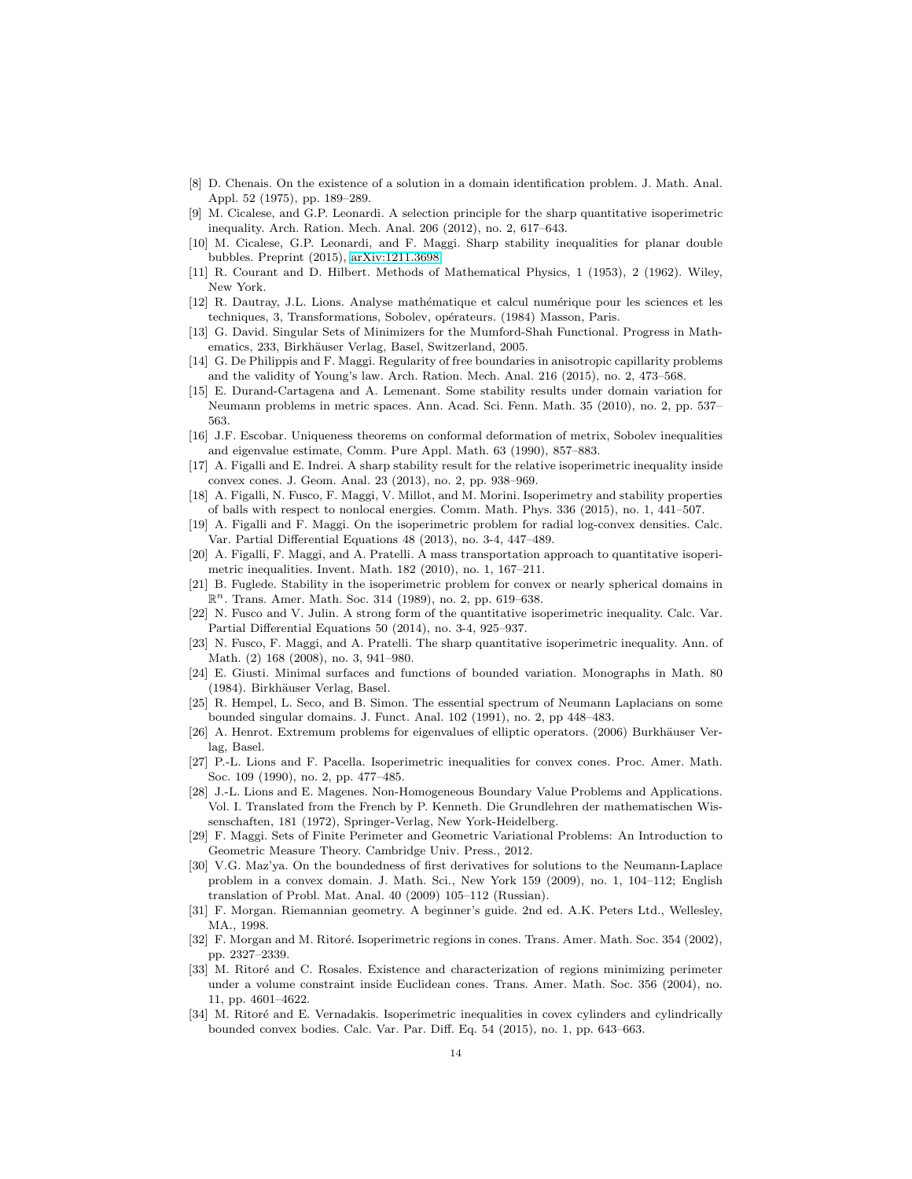[8] D. Chenais. On the existence of a solution in a domain identification problem. J. Math. Anal. Appl. 52 (1975), pp. 189–289.

[9] M. Cicalese, and G.P. Leonardi. A selection principle for the sharp quantitative isoperimetric inequality. Arch. Ration. Mech. Anal. 206 (2012), no. 2, 617–643.

[10] M. Cicalese, G.P. Leonardi, and F. Maggi. Sharp stability inequalities for planar double bubbles. Preprint (2015), arXiv:1211.3698.

[11] R. Courant and D. Hilbert. Methods of Mathematical Physics, 1 (1953), 2 (1962). Wiley, New York.

[12] R. Dautray, J.L. Lions. Analyse mathématique et calcul numérique pour les sciences et les techniques, 3, Transformations, Sobolev, opérateurs. (1984) Masson, Paris.

[13] G. David. Singular Sets of Minimizers for the Mumford-Shah Functional. Progress in Mathematics, 233, Birkhäuser Verlag, Basel, Switzerland, 2005.

[14] G. De Philippis and F. Maggi. Regularity of free boundaries in anisotropic capillarity problems and the validity of Young's law. Arch. Ration. Mech. Anal. 216 (2015), no. 2, 473–568.

[15] E. Durand-Cartagena and A. Lemenant. Some stability results under domain variation for Neumann problems in metric spaces. Ann. Acad. Sci. Fenn. Math. 35 (2010), no. 2, pp. 537–563.

[16] J.F. Escobar. Uniqueness theorems on conformal deformation of metrix, Sobolev inequalities and eigenvalue estimate, Comm. Pure Appl. Math. 63 (1990), 857–883.

[17] A. Figalli and E. Indrei. A sharp stability result for the relative isoperimetric inequality inside convex cones. J. Geom. Anal. 23 (2013), no. 2, pp. 938–969.

[18] A. Figalli, N. Fusco, F. Maggi, V. Millot, and M. Morini. Isoperimetry and stability properties of balls with respect to nonlocal energies. Comm. Math. Phys. 336 (2015), no. 1, 441–507.

[19] A. Figalli and F. Maggi. On the isoperimetric problem for radial log-convex densities. Calc. Var. Partial Differential Equations 48 (2013), no. 3-4, 447–489.

[20] A. Figalli, F. Maggi, and A. Pratelli. A mass transportation approach to quantitative isoperimetric inequalities. Invent. Math. 182 (2010), no. 1, 167–211.

[21] B. Fuglede. Stability in the isoperimetric problem for convex or nearly spherical domains in $\mathbb{R}^n$. Trans. Amer. Math. Soc. 314 (1989), no. 2, pp. 619–638.

[22] N. Fusco and V. Julin. A strong form of the quantitative isoperimetric inequality. Calc. Var. Partial Differential Equations 50 (2014), no. 3-4, 925–937.

[23] N. Fusco, F. Maggi, and A. Pratelli. The sharp quantitative isoperimetric inequality. Ann. of Math. (2) 168 (2008), no. 3, 941–980.

[24] E. Giusti. Minimal surfaces and functions of bounded variation. Monographs in Math. 80 (1984). Birkhäuser Verlag, Basel.

[25] R. Hempel, L. Seco, and B. Simon. The essential spectrum of Neumann Laplacians on some bounded singular domains. J. Funct. Anal. 102 (1991), no. 2, pp 448–483.

[26] A. Henrot. Extremum problems for eigenvalues of elliptic operators. (2006) Burkhäuser Verlag, Basel.

[27] P.-L. Lions and F. Pacella. Isoperimetric inequalities for convex cones. Proc. Amer. Math. Soc. 109 (1990), no. 2, pp. 477–485.

[28] J.-L. Lions and E. Magenes. Non-Homogeneous Boundary Value Problems and Applications. Vol. I. Translated from the French by P. Kenneth. Die Grundlehren der mathematischen Wissenschaften, 181 (1972), Springer-Verlag, New York-Heidelberg.

[29] F. Maggi. Sets of Finite Perimeter and Geometric Variational Problems: An Introduction to Geometric Measure Theory. Cambridge Univ. Press., 2012.

[30] V.G. Maz'ya. On the boundedness of first derivatives for solutions to the Neumann-Laplace problem in a convex domain. J. Math. Sci., New York 159 (2009), no. 1, 104–112; English translation of Probl. Mat. Anal. 40 (2009) 105–112 (Russian).

[31] F. Morgan. Riemannian geometry. A beginner's guide. 2nd ed. A.K. Peters Ltd., Wellesley, MA., 1998.

[32] F. Morgan and M. Ritoré. Isoperimetric regions in cones. Trans. Amer. Math. Soc. 354 (2002), pp. 2327–2339.

[33] M. Ritoré and C. Rosales. Existence and characterization of regions minimizing perimeter under a volume constraint inside Euclidean cones. Trans. Amer. Math. Soc. 356 (2004), no. 11, pp. 4601–4622.

[34] M. Ritoré and E. Vernadakis. Isoperimetric inequalities in covex cylinders and cylindrically bounded convex bodies. Calc. Var. Par. Diff. Eq. 54 (2015), no. 1, pp. 643–663.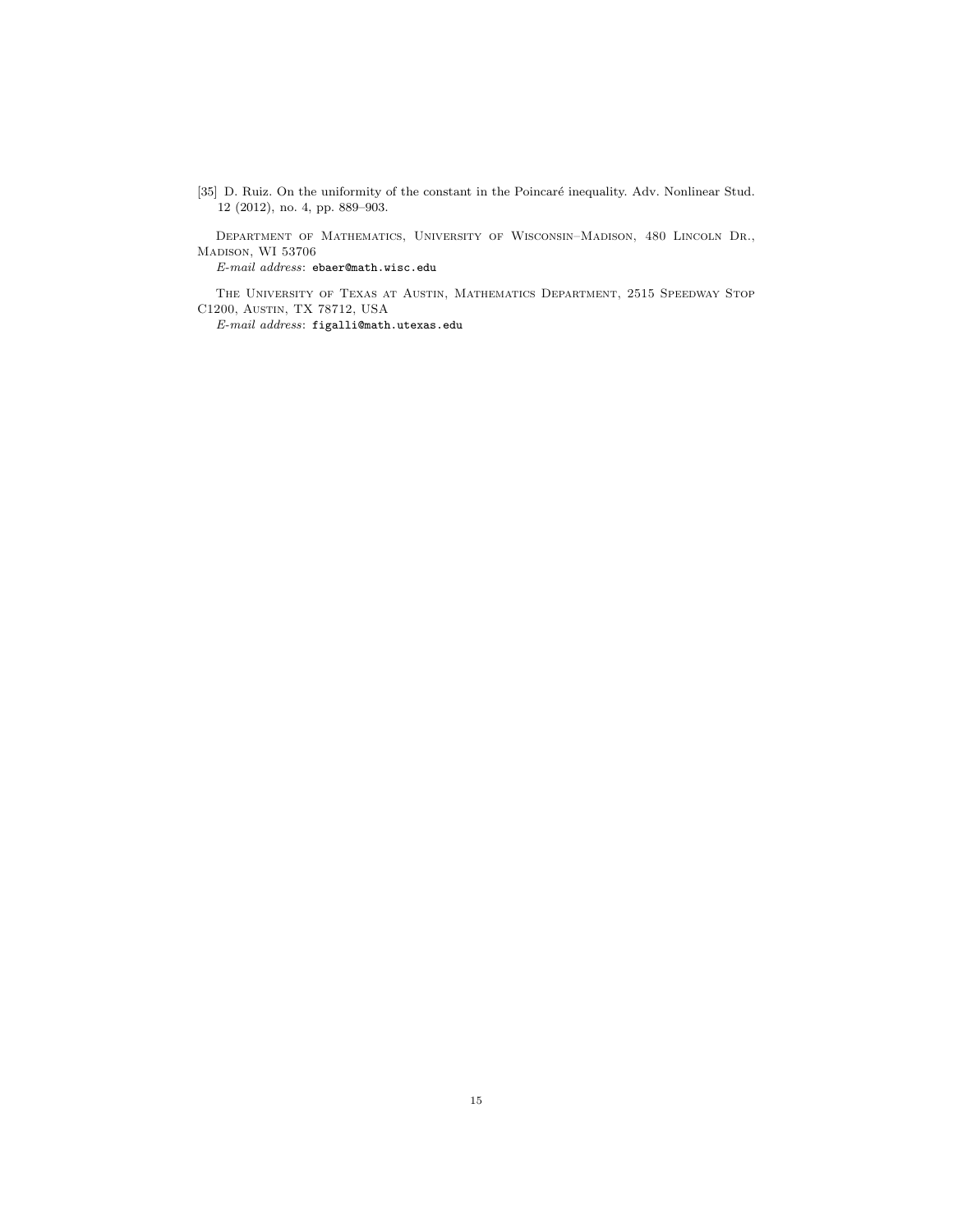[35] D. Ruiz. On the uniformity of the constant in the Poincaré inequality. Adv. Nonlinear Stud. 12 (2012), no. 4, pp. 889–903.

Department of Mathematics, University of Wisconsin–Madison, 480 Lincoln Dr., Madison, WI 53706

*E-mail address*: ebaer@math.wisc.edu

The University of Texas at Austin, Mathematics Department, 2515 Speedway Stop C1200, Austin, TX 78712, USA

*E-mail address*: figalli@math.utexas.edu